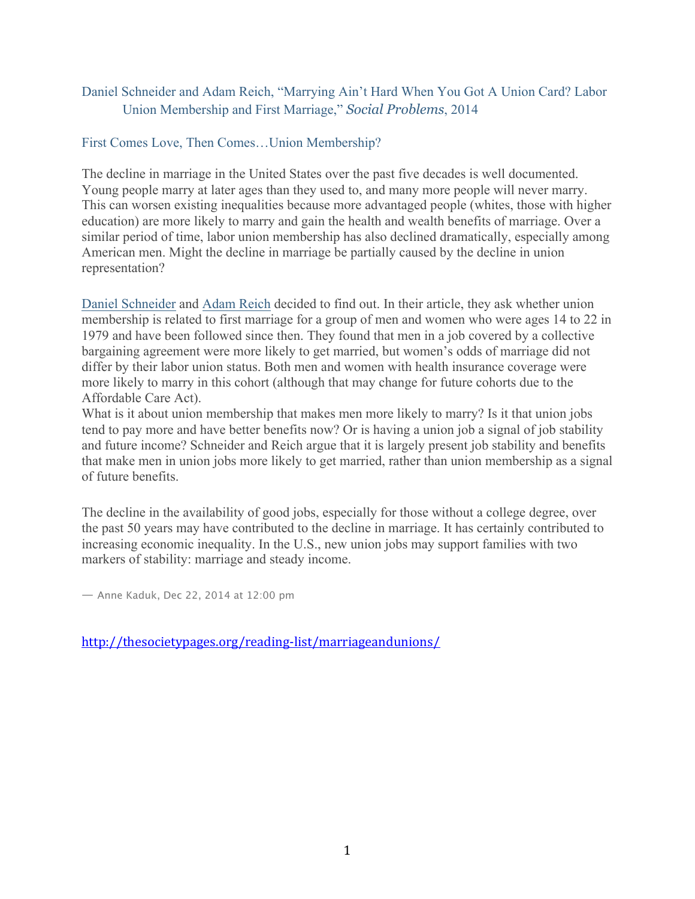Daniel Schneider and Adam Reich, "Marrying Ain't Hard When You Got A Union Card? Labor Union Membership and First Marriage," *Social Problems*, 2014

## First Comes Love, Then Comes…Union Membership?

The decline in marriage in the United States over the past five decades is well documented. Young people marry at later ages than they used to, and many more people will never marry. This can worsen existing inequalities because more advantaged people (whites, those with higher education) are more likely to marry and gain the health and wealth benefits of marriage. Over a similar period of time, labor union membership has also declined dramatically, especially among American men. Might the decline in marriage be partially caused by the decline in union representation?

Daniel Schneider and Adam Reich decided to find out. In their article, they ask whether union membership is related to first marriage for a group of men and women who were ages 14 to 22 in 1979 and have been followed since then. They found that men in a job covered by a collective bargaining agreement were more likely to get married, but women's odds of marriage did not differ by their labor union status. Both men and women with health insurance coverage were more likely to marry in this cohort (although that may change for future cohorts due to the Affordable Care Act).

What is it about union membership that makes men more likely to marry? Is it that union jobs tend to pay more and have better benefits now? Or is having a union job a signal of job stability and future income? Schneider and Reich argue that it is largely present job stability and benefits that make men in union jobs more likely to get married, rather than union membership as a signal of future benefits.

The decline in the availability of good jobs, especially for those without a college degree, over the past 50 years may have contributed to the decline in marriage. It has certainly contributed to increasing economic inequality. In the U.S., new union jobs may support families with two markers of stability: marriage and steady income.

— Anne Kaduk, Dec 22, 2014 at 12:00 pm

http://thesocietypages.org/reading-list/marriageandunions/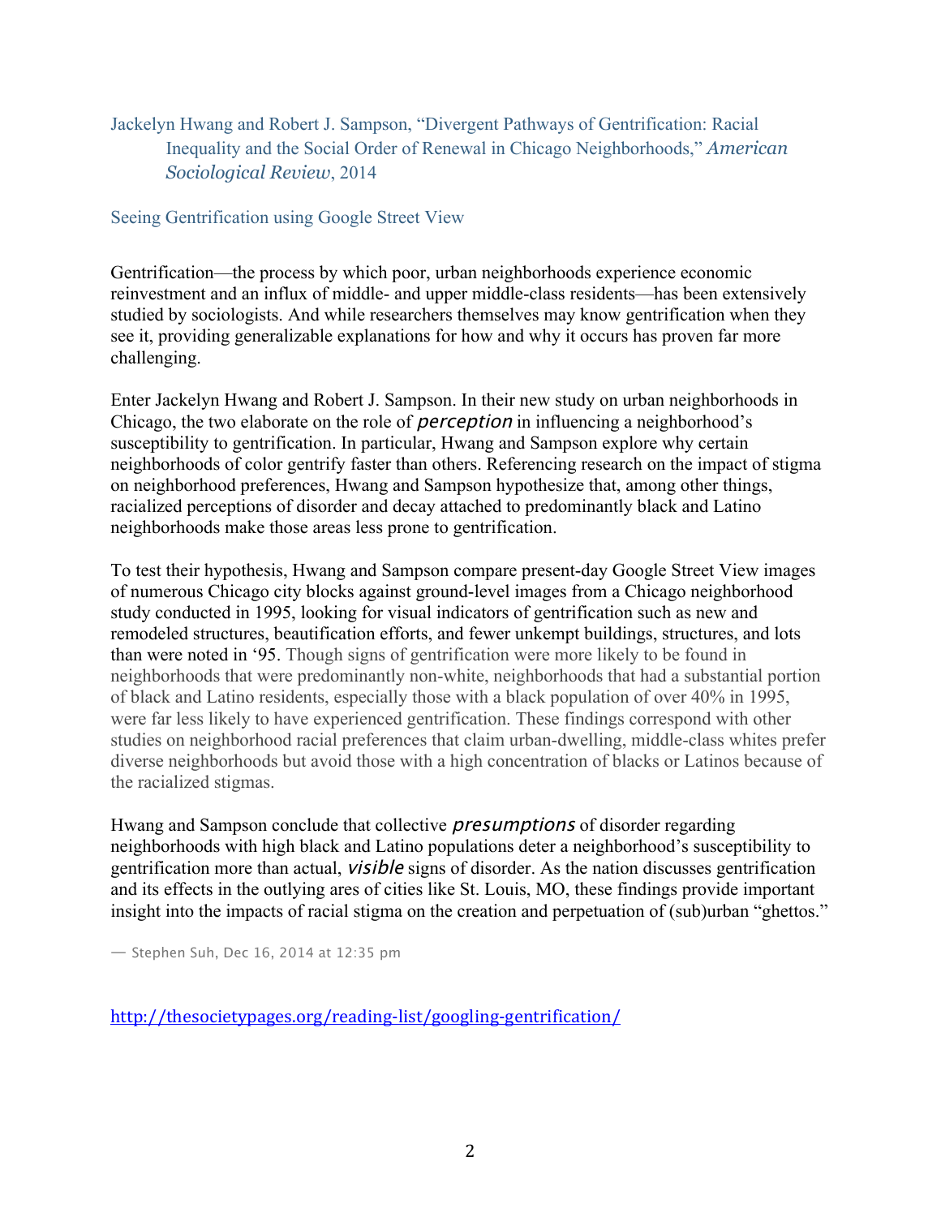Jackelyn Hwang and Robert J. Sampson, "Divergent Pathways of Gentrification: Racial Inequality and the Social Order of Renewal in Chicago Neighborhoods," *American Sociological Review*, 2014

Seeing Gentrification using Google Street View

Gentrification—the process by which poor, urban neighborhoods experience economic reinvestment and an influx of middle- and upper middle-class residents—has been extensively studied by sociologists. And while researchers themselves may know gentrification when they see it, providing generalizable explanations for how and why it occurs has proven far more challenging.

Enter Jackelyn Hwang and Robert J. Sampson. In their new study on urban neighborhoods in Chicago, the two elaborate on the role of *perception* in influencing a neighborhood's susceptibility to gentrification. In particular, Hwang and Sampson explore why certain neighborhoods of color gentrify faster than others. Referencing research on the impact of stigma on neighborhood preferences, Hwang and Sampson hypothesize that, among other things, racialized perceptions of disorder and decay attached to predominantly black and Latino neighborhoods make those areas less prone to gentrification.

To test their hypothesis, Hwang and Sampson compare present-day Google Street View images of numerous Chicago city blocks against ground-level images from a Chicago neighborhood study conducted in 1995, looking for visual indicators of gentrification such as new and remodeled structures, beautification efforts, and fewer unkempt buildings, structures, and lots than were noted in '95. Though signs of gentrification were more likely to be found in neighborhoods that were predominantly non-white, neighborhoods that had a substantial portion of black and Latino residents, especially those with a black population of over 40% in 1995, were far less likely to have experienced gentrification. These findings correspond with other studies on neighborhood racial preferences that claim urban-dwelling, middle-class whites prefer diverse neighborhoods but avoid those with a high concentration of blacks or Latinos because of the racialized stigmas.

Hwang and Sampson conclude that collective *presumptions* of disorder regarding neighborhoods with high black and Latino populations deter a neighborhood's susceptibility to gentrification more than actual, *visible* signs of disorder. As the nation discusses gentrification and its effects in the outlying ares of cities like St. Louis, MO, these findings provide important insight into the impacts of racial stigma on the creation and perpetuation of (sub)urban "ghettos."

— Stephen Suh, Dec 16, 2014 at 12:35 pm

http://thesocietypages.org/reading-list/googling-gentrification/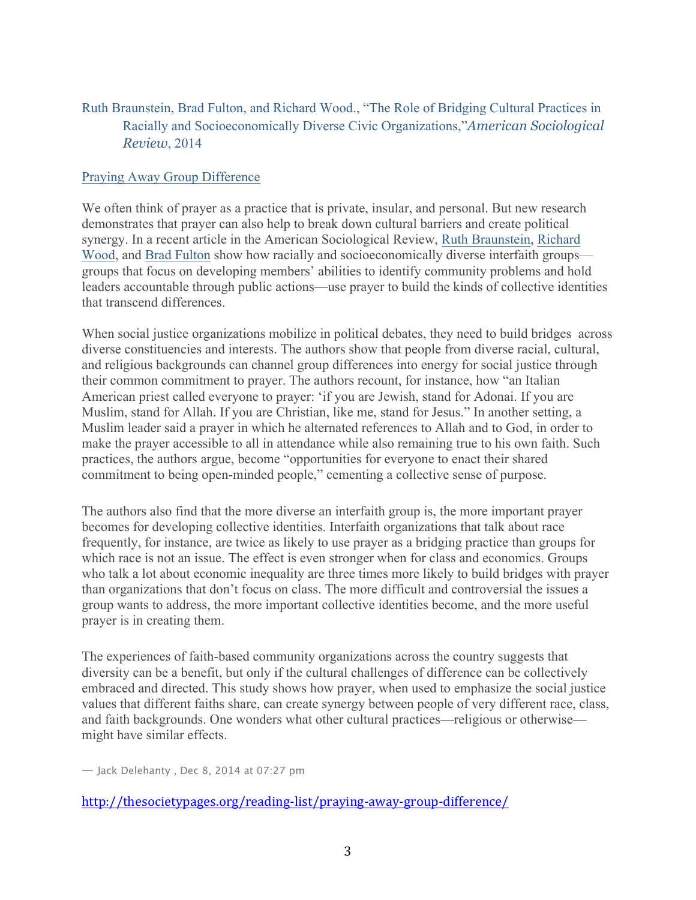Ruth Braunstein, Brad Fulton, and Richard Wood., "The Role of Bridging Cultural Practices in Racially and Socioeconomically Diverse Civic Organizations," *American Sociological Review*, 2014

## Praying Away Group Difference

We often think of prayer as a practice that is private, insular, and personal. But new research demonstrates that prayer can also help to break down cultural barriers and create political synergy. In a recent article in the American Sociological Review, Ruth Braunstein, Richard Wood, and Brad Fulton show how racially and socioeconomically diverse interfaith groups—groups that focus on developing members' abilities to identify community problems and hold leaders accountable through public actions—use prayer to build the kinds of collective identities that transcend differences.

When social justice organizations mobilize in political debates, they need to build bridges across diverse constituencies and interests. The authors show that people from diverse racial, cultural, and religious backgrounds can channel group differences into energy for social justice through their common commitment to prayer. The authors recount, for instance, how "an Italian American priest called everyone to prayer: 'if you are Jewish, stand for Adonai. If you are Muslim, stand for Allah. If you are Christian, like me, stand for Jesus." In another setting, a Muslim leader said a prayer in which he alternated references to Allah and to God, in order to make the prayer accessible to all in attendance while also remaining true to his own faith. Such practices, the authors argue, become "opportunities for everyone to enact their shared commitment to being open-minded people," cementing a collective sense of purpose.

The authors also find that the more diverse an interfaith group is, the more important prayer becomes for developing collective identities. Interfaith organizations that talk about race frequently, for instance, are twice as likely to use prayer as a bridging practice than groups for which race is not an issue. The effect is even stronger when for class and economics. Groups who talk a lot about economic inequality are three times more likely to build bridges with prayer than organizations that don't focus on class. The more difficult and controversial the issues a group wants to address, the more important collective identities become, and the more useful prayer is in creating them.

The experiences of faith-based community organizations across the country suggests that diversity can be a benefit, but only if the cultural challenges of difference can be collectively embraced and directed. This study shows how prayer, when used to emphasize the social justice values that different faiths share, can create synergy between people of very different race, class, and faith backgrounds. One wonders what other cultural practices—religious or otherwise—might have similar effects.

— Jack Delehanty , Dec 8, 2014 at 07:27 pm

http://thesocietypages.org/reading-list/praying-away-group-difference/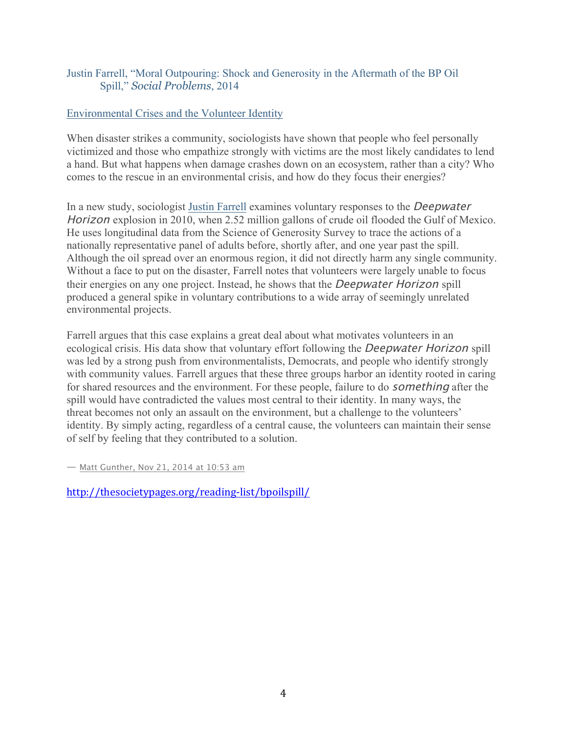Justin Farrell, "Moral Outpouring: Shock and Generosity in the Aftermath of the BP Oil Spill," *Social Problems*, 2014

## Environmental Crises and the Volunteer Identity

When disaster strikes a community, sociologists have shown that people who feel personally victimized and those who empathize strongly with victims are the most likely candidates to lend a hand. But what happens when damage crashes down on an ecosystem, rather than a city? Who comes to the rescue in an environmental crisis, and how do they focus their energies?

In a new study, sociologist Justin Farrell examines voluntary responses to the *Deepwater Horizon* explosion in 2010, when 2.52 million gallons of crude oil flooded the Gulf of Mexico. He uses longitudinal data from the Science of Generosity Survey to trace the actions of a nationally representative panel of adults before, shortly after, and one year past the spill. Although the oil spread over an enormous region, it did not directly harm any single community. Without a face to put on the disaster, Farrell notes that volunteers were largely unable to focus their energies on any one project. Instead, he shows that the *Deepwater Horizon* spill produced a general spike in voluntary contributions to a wide array of seemingly unrelated environmental projects.

Farrell argues that this case explains a great deal about what motivates volunteers in an ecological crisis. His data show that voluntary effort following the *Deepwater Horizon* spill was led by a strong push from environmentalists, Democrats, and people who identify strongly with community values. Farrell argues that these three groups harbor an identity rooted in caring for shared resources and the environment. For these people, failure to do *something* after the spill would have contradicted the values most central to their identity. In many ways, the threat becomes not only an assault on the environment, but a challenge to the volunteers' identity. By simply acting, regardless of a central cause, the volunteers can maintain their sense of self by feeling that they contributed to a solution.

— Matt Gunther, Nov 21, 2014 at 10:53 am

http://thesocietypages.org/reading-list/bpoilspill/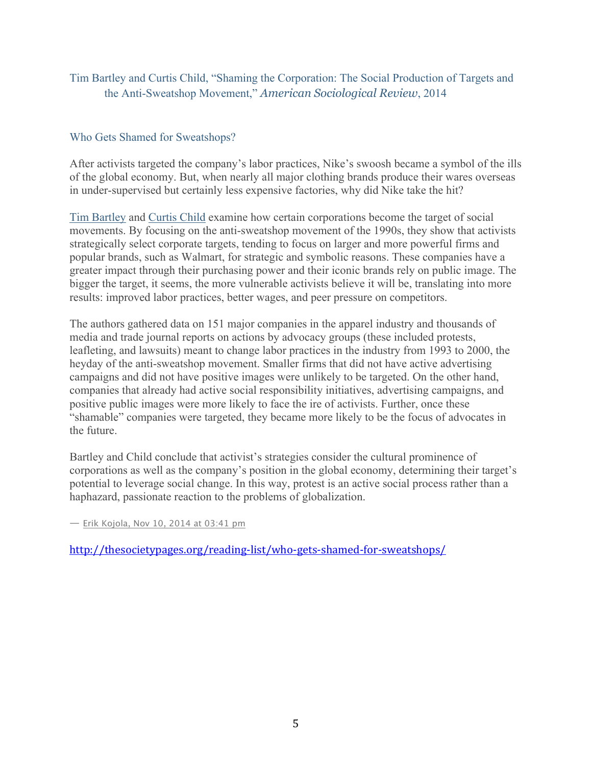Tim Bartley and Curtis Child, "Shaming the Corporation: The Social Production of Targets and the Anti-Sweatshop Movement," *American Sociological Review*, 2014

## Who Gets Shamed for Sweatshops?

After activists targeted the company's labor practices, Nike's swoosh became a symbol of the ills of the global economy. But, when nearly all major clothing brands produce their wares overseas in under-supervised but certainly less expensive factories, why did Nike take the hit?

Tim Bartley and Curtis Child examine how certain corporations become the target of social movements. By focusing on the anti-sweatshop movement of the 1990s, they show that activists strategically select corporate targets, tending to focus on larger and more powerful firms and popular brands, such as Walmart, for strategic and symbolic reasons. These companies have a greater impact through their purchasing power and their iconic brands rely on public image. The bigger the target, it seems, the more vulnerable activists believe it will be, translating into more results: improved labor practices, better wages, and peer pressure on competitors.

The authors gathered data on 151 major companies in the apparel industry and thousands of media and trade journal reports on actions by advocacy groups (these included protests, leafleting, and lawsuits) meant to change labor practices in the industry from 1993 to 2000, the heyday of the anti-sweatshop movement. Smaller firms that did not have active advertising campaigns and did not have positive images were unlikely to be targeted. On the other hand, companies that already had active social responsibility initiatives, advertising campaigns, and positive public images were more likely to face the ire of activists. Further, once these "shamable" companies were targeted, they became more likely to be the focus of advocates in the future.

Bartley and Child conclude that activist's strategies consider the cultural prominence of corporations as well as the company's position in the global economy, determining their target's potential to leverage social change. In this way, protest is an active social process rather than a haphazard, passionate reaction to the problems of globalization.

— Erik Kojola, Nov 10, 2014 at 03:41 pm

http://thesocietypages.org/reading-list/who-gets-shamed-for-sweatshops/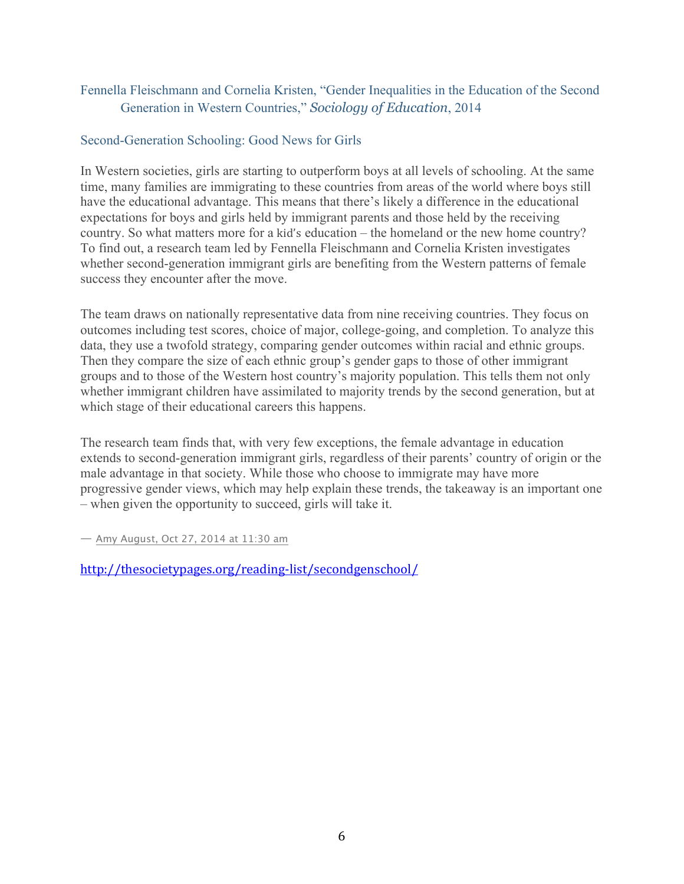Fennella Fleischmann and Cornelia Kristen, "Gender Inequalities in the Education of the Second Generation in Western Countries," *Sociology of Education*, 2014

## Second-Generation Schooling: Good News for Girls

In Western societies, girls are starting to outperform boys at all levels of schooling. At the same time, many families are immigrating to these countries from areas of the world where boys still have the educational advantage. This means that there's likely a difference in the educational expectations for boys and girls held by immigrant parents and those held by the receiving country. So what matters more for a kid's education – the homeland or the new home country? To find out, a research team led by Fennella Fleischmann and Cornelia Kristen investigates whether second-generation immigrant girls are benefiting from the Western patterns of female success they encounter after the move.

The team draws on nationally representative data from nine receiving countries. They focus on outcomes including test scores, choice of major, college-going, and completion. To analyze this data, they use a twofold strategy, comparing gender outcomes within racial and ethnic groups. Then they compare the size of each ethnic group's gender gaps to those of other immigrant groups and to those of the Western host country's majority population. This tells them not only whether immigrant children have assimilated to majority trends by the second generation, but at which stage of their educational careers this happens.

The research team finds that, with very few exceptions, the female advantage in education extends to second-generation immigrant girls, regardless of their parents' country of origin or the male advantage in that society. While those who choose to immigrate may have more progressive gender views, which may help explain these trends, the takeaway is an important one – when given the opportunity to succeed, girls will take it.

— Amy August, Oct 27, 2014 at 11:30 am

http://thesocietypages.org/reading-list/secondgenschool/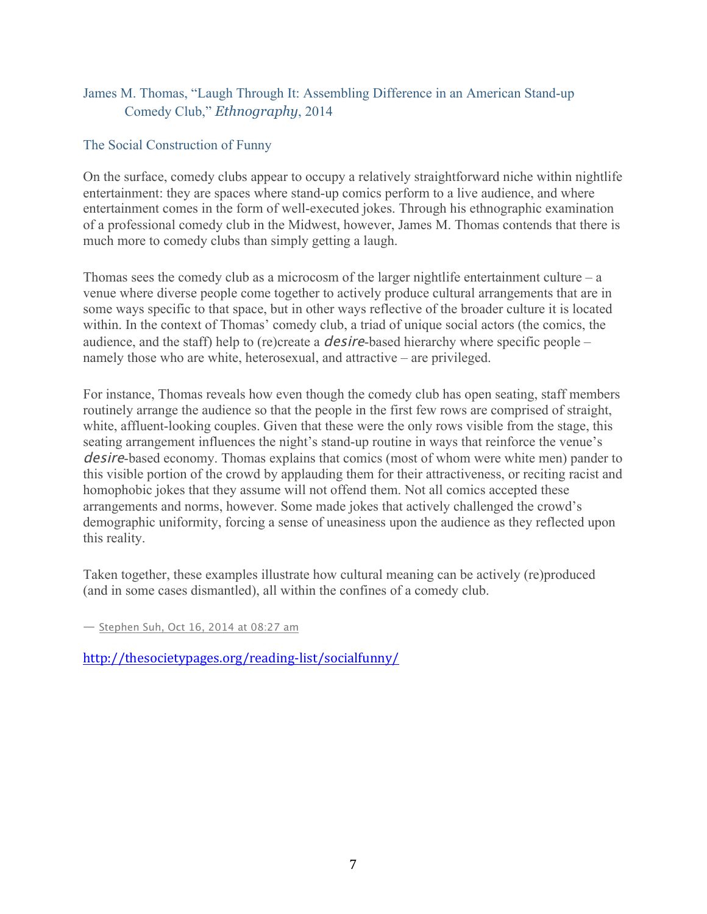James M. Thomas, "Laugh Through It: Assembling Difference in an American Stand-up Comedy Club," *Ethnography*, 2014

## The Social Construction of Funny

On the surface, comedy clubs appear to occupy a relatively straightforward niche within nightlife entertainment: they are spaces where stand-up comics perform to a live audience, and where entertainment comes in the form of well-executed jokes. Through his ethnographic examination of a professional comedy club in the Midwest, however, James M. Thomas contends that there is much more to comedy clubs than simply getting a laugh.

Thomas sees the comedy club as a microcosm of the larger nightlife entertainment culture – a venue where diverse people come together to actively produce cultural arrangements that are in some ways specific to that space, but in other ways reflective of the broader culture it is located within. In the context of Thomas' comedy club, a triad of unique social actors (the comics, the audience, and the staff) help to (re)create a *desire*-based hierarchy where specific people – namely those who are white, heterosexual, and attractive – are privileged.

For instance, Thomas reveals how even though the comedy club has open seating, staff members routinely arrange the audience so that the people in the first few rows are comprised of straight, white, affluent-looking couples. Given that these were the only rows visible from the stage, this seating arrangement influences the night's stand-up routine in ways that reinforce the venue's *desire*-based economy. Thomas explains that comics (most of whom were white men) pander to this visible portion of the crowd by applauding them for their attractiveness, or reciting racist and homophobic jokes that they assume will not offend them. Not all comics accepted these arrangements and norms, however. Some made jokes that actively challenged the crowd's demographic uniformity, forcing a sense of uneasiness upon the audience as they reflected upon this reality.

Taken together, these examples illustrate how cultural meaning can be actively (re)produced (and in some cases dismantled), all within the confines of a comedy club.

— Stephen Suh, Oct 16, 2014 at 08:27 am

http://thesocietypages.org/reading-list/socialfunny/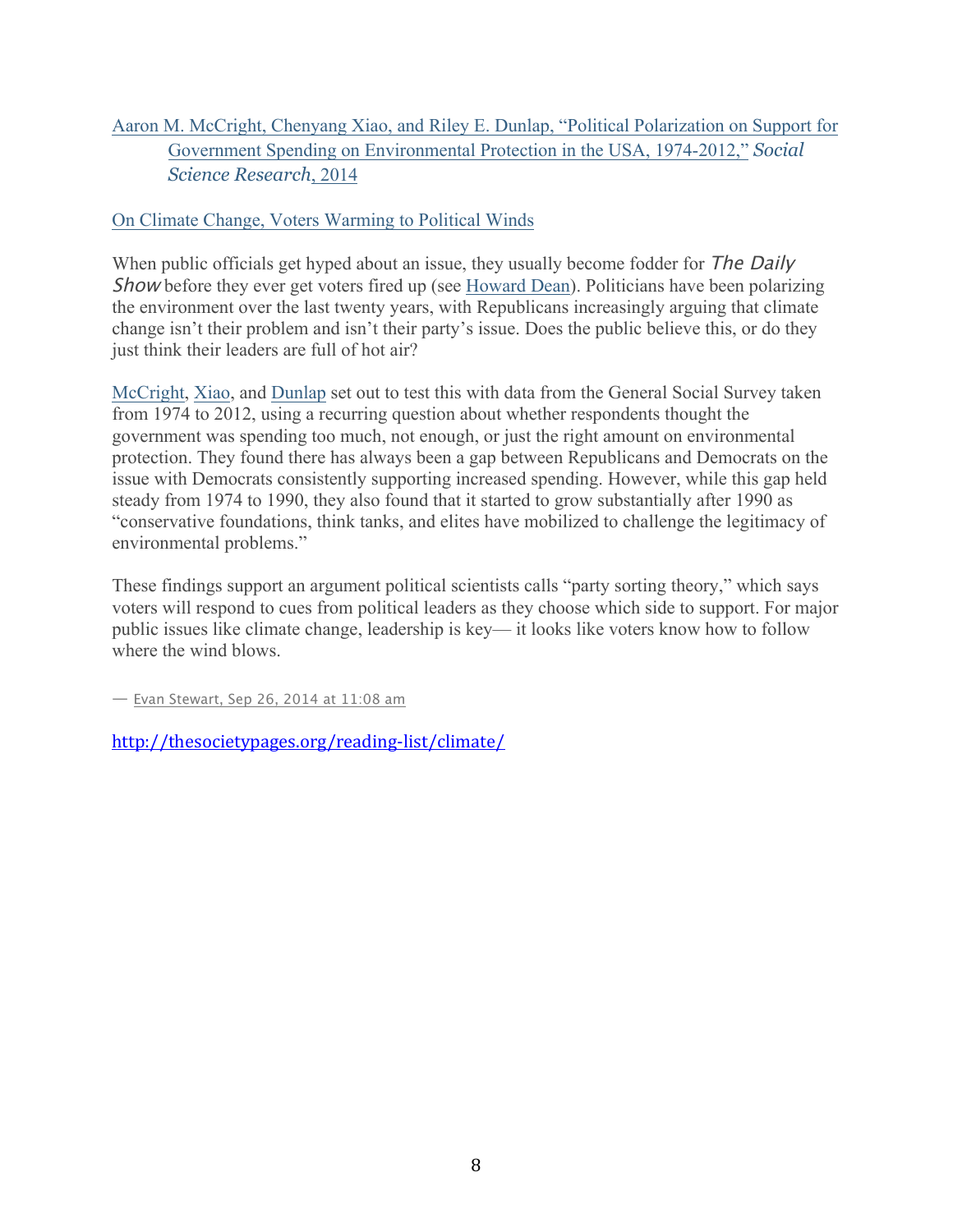Aaron M. McCright, Chenyang Xiao, and Riley E. Dunlap, "Political Polarization on Support for Government Spending on Environmental Protection in the USA, 1974-2012," *Social Science Research*, 2014

On Climate Change, Voters Warming to Political Winds

When public officials get hyped about an issue, they usually become fodder for *The Daily Show* before they ever get voters fired up (see Howard Dean). Politicians have been polarizing the environment over the last twenty years, with Republicans increasingly arguing that climate change isn't their problem and isn't their party's issue. Does the public believe this, or do they just think their leaders are full of hot air?

McCright, Xiao, and Dunlap set out to test this with data from the General Social Survey taken from 1974 to 2012, using a recurring question about whether respondents thought the government was spending too much, not enough, or just the right amount on environmental protection. They found there has always been a gap between Republicans and Democrats on the issue with Democrats consistently supporting increased spending. However, while this gap held steady from 1974 to 1990, they also found that it started to grow substantially after 1990 as "conservative foundations, think tanks, and elites have mobilized to challenge the legitimacy of environmental problems."

These findings support an argument political scientists calls "party sorting theory," which says voters will respond to cues from political leaders as they choose which side to support. For major public issues like climate change, leadership is key— it looks like voters know how to follow where the wind blows.

— Evan Stewart, Sep 26, 2014 at 11:08 am

http://thesocietypages.org/reading-list/climate/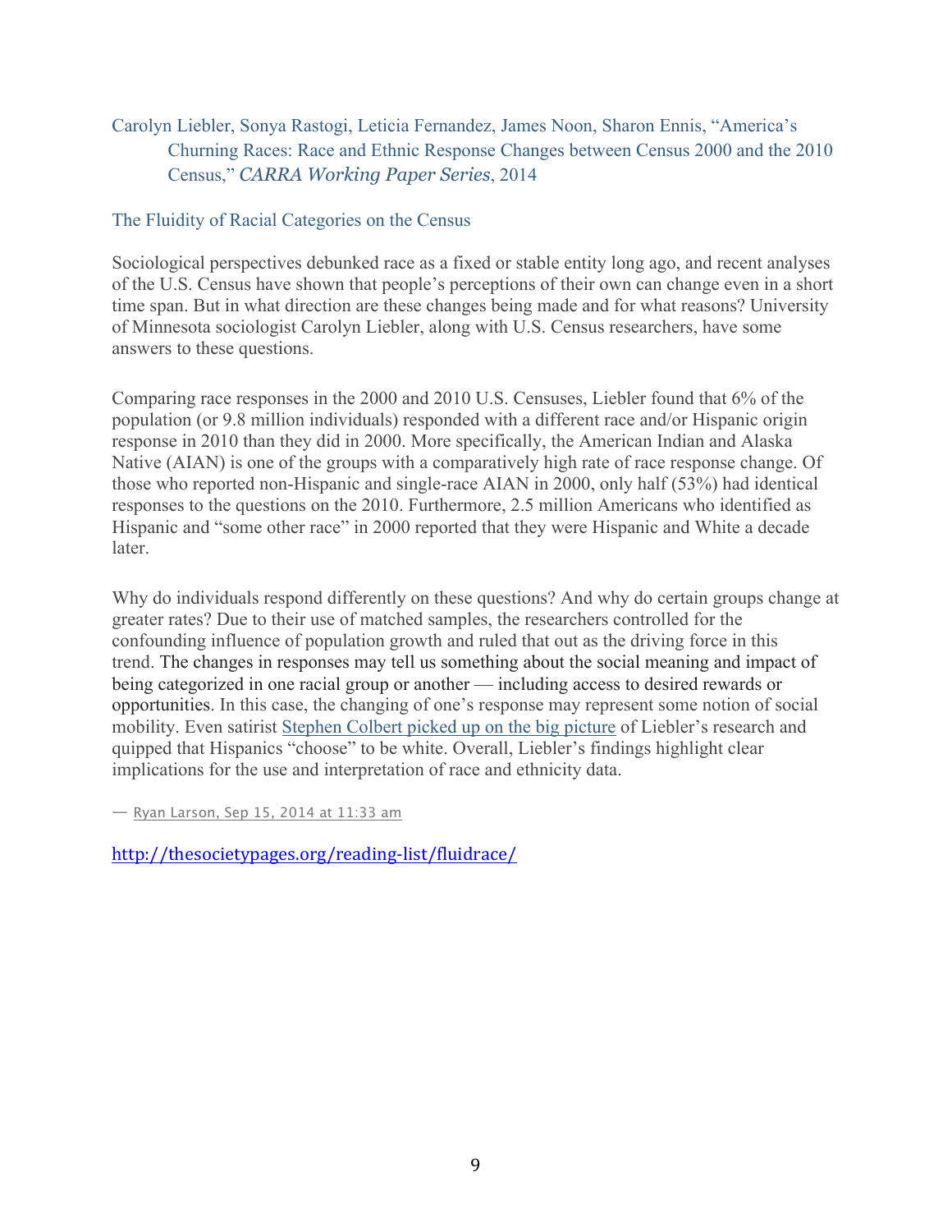Carolyn Liebler, Sonya Rastogi, Leticia Fernandez, James Noon, Sharon Ennis, "America's Churning Races: Race and Ethnic Response Changes between Census 2000 and the 2010 Census," *CARRA Working Paper Series*, 2014

## The Fluidity of Racial Categories on the Census

Sociological perspectives debunked race as a fixed or stable entity long ago, and recent analyses of the U.S. Census have shown that people's perceptions of their own can change even in a short time span. But in what direction are these changes being made and for what reasons? University of Minnesota sociologist Carolyn Liebler, along with U.S. Census researchers, have some answers to these questions.

Comparing race responses in the 2000 and 2010 U.S. Censuses, Liebler found that 6% of the population (or 9.8 million individuals) responded with a different race and/or Hispanic origin response in 2010 than they did in 2000. More specifically, the American Indian and Alaska Native (AIAN) is one of the groups with a comparatively high rate of race response change. Of those who reported non-Hispanic and single-race AIAN in 2000, only half (53%) had identical responses to the questions on the 2010. Furthermore, 2.5 million Americans who identified as Hispanic and "some other race" in 2000 reported that they were Hispanic and White a decade later.

Why do individuals respond differently on these questions? And why do certain groups change at greater rates? Due to their use of matched samples, the researchers controlled for the confounding influence of population growth and ruled that out as the driving force in this trend. The changes in responses may tell us something about the social meaning and impact of being categorized in one racial group or another — including access to desired rewards or opportunities. In this case, the changing of one's response may represent some notion of social mobility. Even satirist Stephen Colbert picked up on the big picture of Liebler's research and quipped that Hispanics "choose" to be white. Overall, Liebler's findings highlight clear implications for the use and interpretation of race and ethnicity data.

— Ryan Larson, Sep 15, 2014 at 11:33 am

http://thesocietypages.org/reading-list/fluidrace/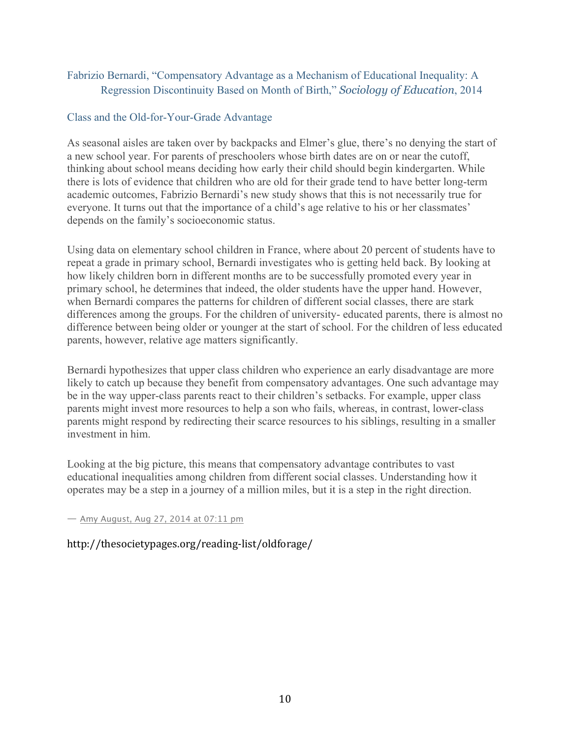## Fabrizio Bernardi, "Compensatory Advantage as a Mechanism of Educational Inequality: A Regression Discontinuity Based on Month of Birth," *Sociology of Education*, 2014

### Class and the Old-for-Your-Grade Advantage

As seasonal aisles are taken over by backpacks and Elmer's glue, there's no denying the start of a new school year. For parents of preschoolers whose birth dates are on or near the cutoff, thinking about school means deciding how early their child should begin kindergarten. While there is lots of evidence that children who are old for their grade tend to have better long-term academic outcomes, Fabrizio Bernardi's new study shows that this is not necessarily true for everyone. It turns out that the importance of a child's age relative to his or her classmates' depends on the family's socioeconomic status.

Using data on elementary school children in France, where about 20 percent of students have to repeat a grade in primary school, Bernardi investigates who is getting held back. By looking at how likely children born in different months are to be successfully promoted every year in primary school, he determines that indeed, the older students have the upper hand. However, when Bernardi compares the patterns for children of different social classes, there are stark differences among the groups. For the children of university- educated parents, there is almost no difference between being older or younger at the start of school. For the children of less educated parents, however, relative age matters significantly.

Bernardi hypothesizes that upper class children who experience an early disadvantage are more likely to catch up because they benefit from compensatory advantages. One such advantage may be in the way upper-class parents react to their children's setbacks. For example, upper class parents might invest more resources to help a son who fails, whereas, in contrast, lower-class parents might respond by redirecting their scarce resources to his siblings, resulting in a smaller investment in him.

Looking at the big picture, this means that compensatory advantage contributes to vast educational inequalities among children from different social classes. Understanding how it operates may be a step in a journey of a million miles, but it is a step in the right direction.

— Amy August, Aug 27, 2014 at 07:11 pm

http://thesocietypages.org/reading-list/oldforage/